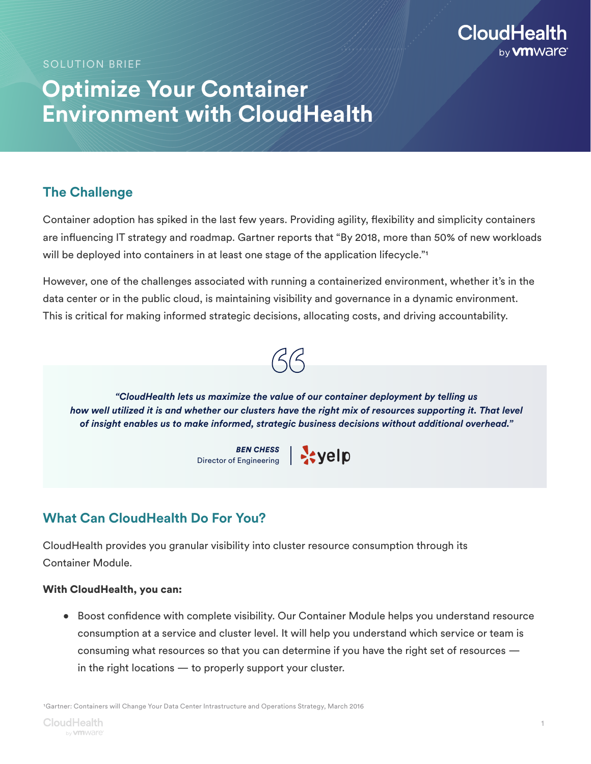SOLUTION BRIEF

# Optimize Your Container Environment with CloudHealth

## The Challenge

Container adoption has spiked in the last few years. Providing agility, flexibility and simplicity containers are influencing IT strategy and roadmap. Gartner reports that "By 2018, more than 50% of new workloads will be deployed into containers in at least one stage of the application lifecycle."[1]

However, one of the challenges associated with running a containerized environment, whether it's in the data center or in the public cloud, is maintaining visibility and governance in a dynamic environment. This is critical for making informed strategic decisions, allocating costs, and driving accountability.

> ***"CloudHealth lets us maximize the value of our container deployment by telling us how well utilized it is and whether our clusters have the right mix of resources supporting it. That level of insight enables us to make informed, strategic business decisions without additional overhead."***
>
> ***BEN CHESS***
> Director of Engineering | yelp

## What Can CloudHealth Do For You?

CloudHealth provides you granular visibility into cluster resource consumption through its Container Module.

**With CloudHealth, you can:**

- Boost confidence with complete visibility. Our Container Module helps you understand resource consumption at a service and cluster level. It will help you understand which service or team is consuming what resources so that you can determine if you have the right set of resources — in the right locations — to properly support your cluster.

[1]Gartner: Containers will Change Your Data Center Intrastructure and Operations Strategy, March 2016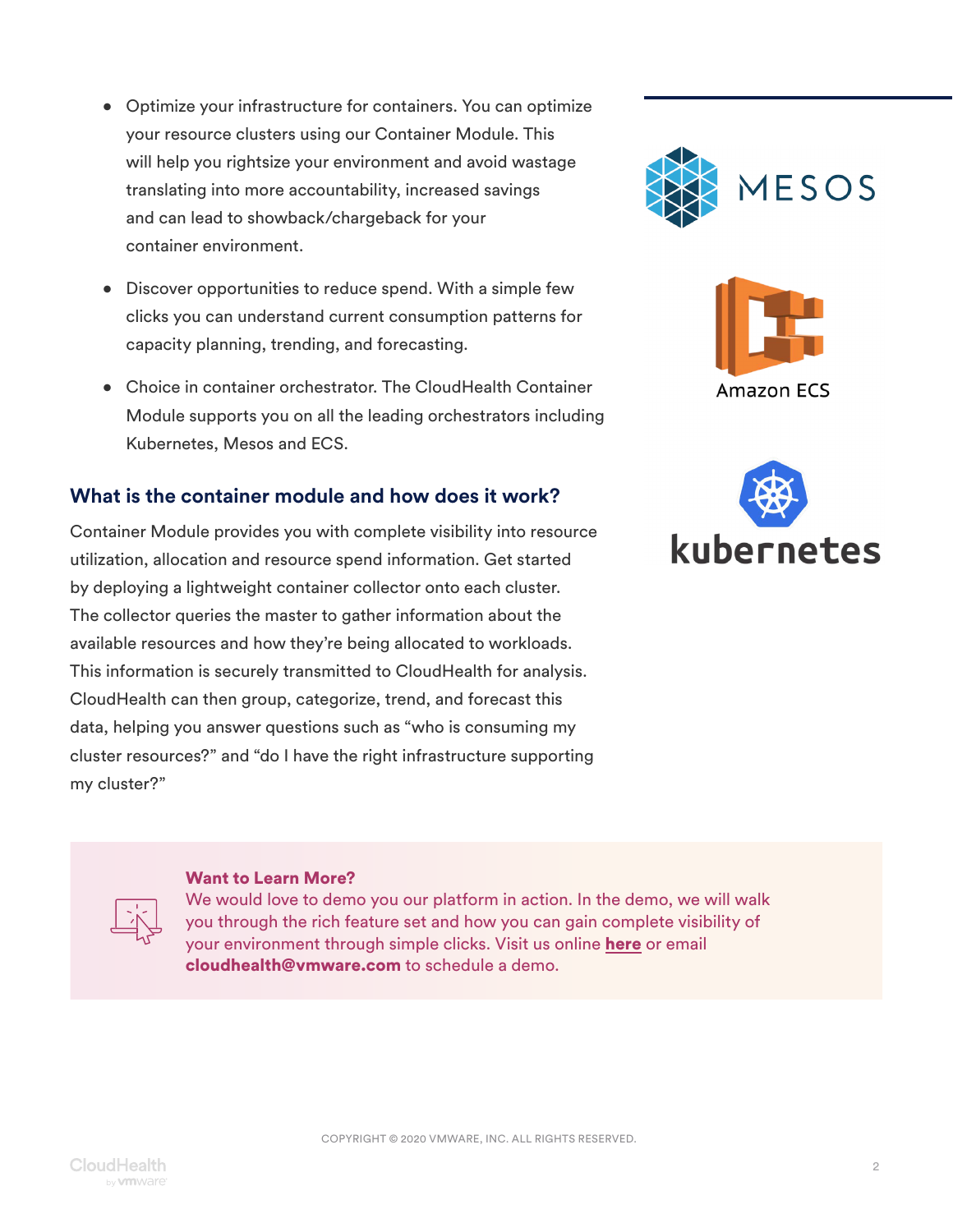- Optimize your infrastructure for containers. You can optimize your resource clusters using our Container Module. This will help you rightsize your environment and avoid wastage translating into more accountability, increased savings and can lead to showback/chargeback for your container environment.
- Discover opportunities to reduce spend. With a simple few clicks you can understand current consumption patterns for capacity planning, trending, and forecasting.
- Choice in container orchestrator. The CloudHealth Container Module supports you on all the leading orchestrators including Kubernetes, Mesos and ECS.

MESOS

Amazon ECS

kubernetes

## What is the container module and how does it work?

Container Module provides you with complete visibility into resource utilization, allocation and resource spend information. Get started by deploying a lightweight container collector onto each cluster. The collector queries the master to gather information about the available resources and how they're being allocated to workloads. This information is securely transmitted to CloudHealth for analysis. CloudHealth can then group, categorize, trend, and forecast this data, helping you answer questions such as "who is consuming my cluster resources?" and "do I have the right infrastructure supporting my cluster?"

**Want to Learn More?**
We would love to demo you our platform in action. In the demo, we will walk you through the rich feature set and how you can gain complete visibility of your environment through simple clicks. Visit us online **here** or email **cloudhealth@vmware.com** to schedule a demo.

COPYRIGHT © 2020 VMWARE, INC. ALL RIGHTS RESERVED.